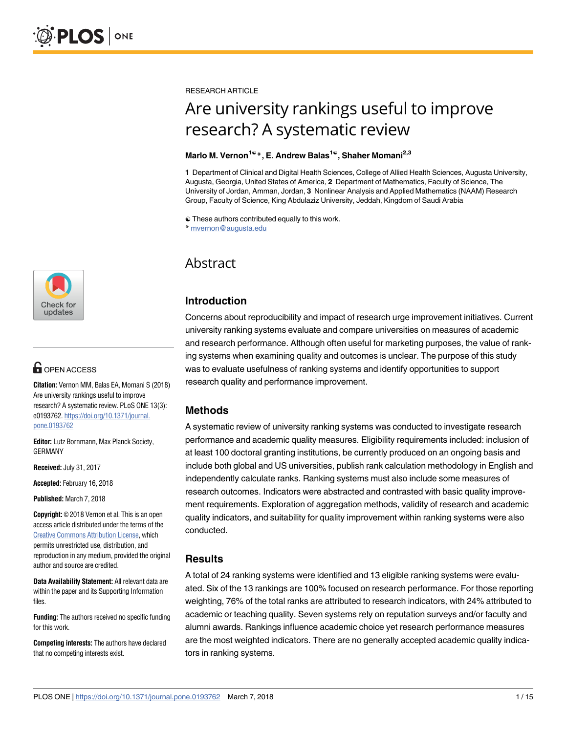RESEARCH ARTICLE

# Are university rankings useful to improve research? A systematic review

**Marlo M. Vernon[1☯]*, E. Andrew Balas[1☯], Shaher Momani[2,3]**

**1** Department of Clinical and Digital Health Sciences, College of Allied Health Sciences, Augusta University, Augusta, Georgia, United States of America, **2** Department of Mathematics, Faculty of Science, The University of Jordan, Amman, Jordan, **3** Nonlinear Analysis and Applied Mathematics (NAAM) Research Group, Faculty of Science, King Abdulaziz University, Jeddah, Kingdom of Saudi Arabia

☯ These authors contributed equally to this work.
* mvernon@augusta.edu

OPEN ACCESS

**Citation:** Vernon MM, Balas EA, Momani S (2018) Are university rankings useful to improve research? A systematic review. PLoS ONE 13(3): e0193762. https://doi.org/10.1371/journal.pone.0193762

**Editor:** Lutz Bornmann, Max Planck Society, GERMANY

**Received:** July 31, 2017

**Accepted:** February 16, 2018

**Published:** March 7, 2018

**Copyright:** © 2018 Vernon et al. This is an open access article distributed under the terms of the Creative Commons Attribution License, which permits unrestricted use, distribution, and reproduction in any medium, provided the original author and source are credited.

**Data Availability Statement:** All relevant data are within the paper and its Supporting Information files.

**Funding:** The authors received no specific funding for this work.

**Competing interests:** The authors have declared that no competing interests exist.

## Abstract

### Introduction

Concerns about reproducibility and impact of research urge improvement initiatives. Current university ranking systems evaluate and compare universities on measures of academic and research performance. Although often useful for marketing purposes, the value of ranking systems when examining quality and outcomes is unclear. The purpose of this study was to evaluate usefulness of ranking systems and identify opportunities to support research quality and performance improvement.

### Methods

A systematic review of university ranking systems was conducted to investigate research performance and academic quality measures. Eligibility requirements included: inclusion of at least 100 doctoral granting institutions, be currently produced on an ongoing basis and include both global and US universities, publish rank calculation methodology in English and independently calculate ranks. Ranking systems must also include some measures of research outcomes. Indicators were abstracted and contrasted with basic quality improvement requirements. Exploration of aggregation methods, validity of research and academic quality indicators, and suitability for quality improvement within ranking systems were also conducted.

### Results

A total of 24 ranking systems were identified and 13 eligible ranking systems were evaluated. Six of the 13 rankings are 100% focused on research performance. For those reporting weighting, 76% of the total ranks are attributed to research indicators, with 24% attributed to academic or teaching quality. Seven systems rely on reputation surveys and/or faculty and alumni awards. Rankings influence academic choice yet research performance measures are the most weighted indicators. There are no generally accepted academic quality indicators in ranking systems.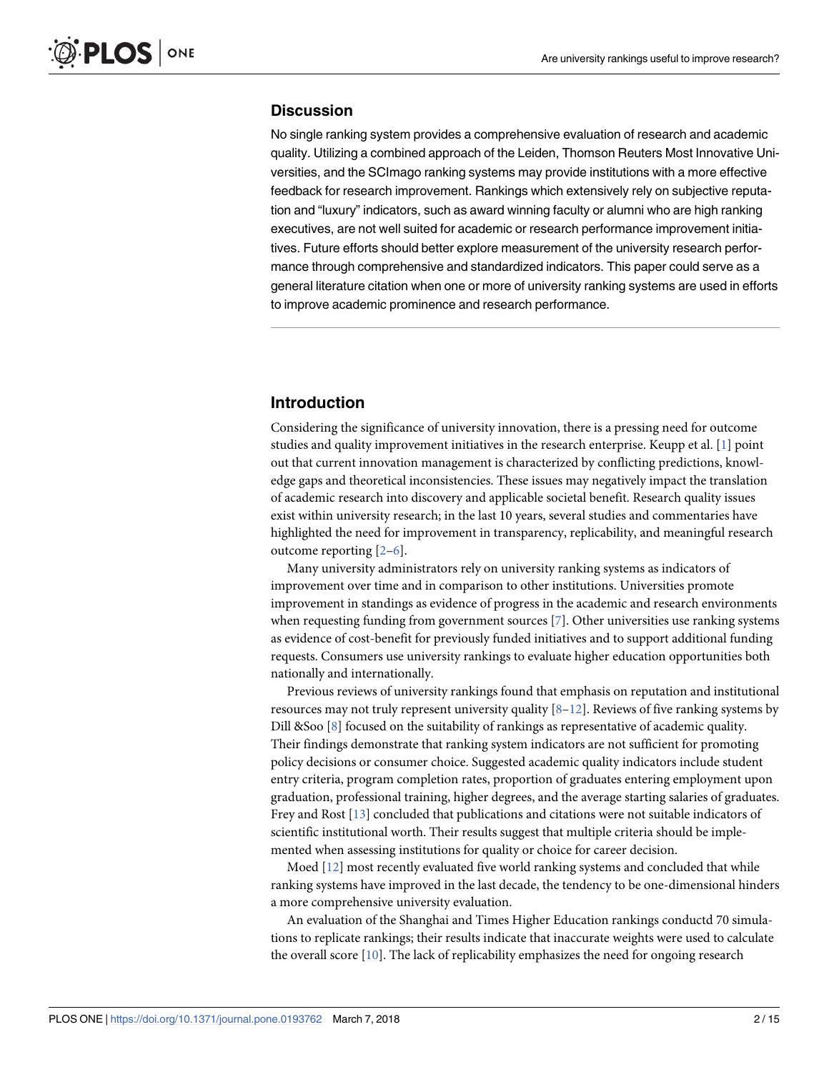## Discussion

No single ranking system provides a comprehensive evaluation of research and academic quality. Utilizing a combined approach of the Leiden, Thomson Reuters Most Innovative Universities, and the SCImago ranking systems may provide institutions with a more effective feedback for research improvement. Rankings which extensively rely on subjective reputation and "luxury" indicators, such as award winning faculty or alumni who are high ranking executives, are not well suited for academic or research performance improvement initiatives. Future efforts should better explore measurement of the university research performance through comprehensive and standardized indicators. This paper could serve as a general literature citation when one or more of university ranking systems are used in efforts to improve academic prominence and research performance.

## Introduction

Considering the significance of university innovation, there is a pressing need for outcome studies and quality improvement initiatives in the research enterprise. Keupp et al. [1] point out that current innovation management is characterized by conflicting predictions, knowledge gaps and theoretical inconsistencies. These issues may negatively impact the translation of academic research into discovery and applicable societal benefit. Research quality issues exist within university research; in the last 10 years, several studies and commentaries have highlighted the need for improvement in transparency, replicability, and meaningful research outcome reporting [2–6].

Many university administrators rely on university ranking systems as indicators of improvement over time and in comparison to other institutions. Universities promote improvement in standings as evidence of progress in the academic and research environments when requesting funding from government sources [7]. Other universities use ranking systems as evidence of cost-benefit for previously funded initiatives and to support additional funding requests. Consumers use university rankings to evaluate higher education opportunities both nationally and internationally.

Previous reviews of university rankings found that emphasis on reputation and institutional resources may not truly represent university quality [8–12]. Reviews of five ranking systems by Dill &Soo [8] focused on the suitability of rankings as representative of academic quality. Their findings demonstrate that ranking system indicators are not sufficient for promoting policy decisions or consumer choice. Suggested academic quality indicators include student entry criteria, program completion rates, proportion of graduates entering employment upon graduation, professional training, higher degrees, and the average starting salaries of graduates. Frey and Rost [13] concluded that publications and citations were not suitable indicators of scientific institutional worth. Their results suggest that multiple criteria should be implemented when assessing institutions for quality or choice for career decision.

Moed [12] most recently evaluated five world ranking systems and concluded that while ranking systems have improved in the last decade, the tendency to be one-dimensional hinders a more comprehensive university evaluation.

An evaluation of the Shanghai and Times Higher Education rankings conductd 70 simulations to replicate rankings; their results indicate that inaccurate weights were used to calculate the overall score [10]. The lack of replicability emphasizes the need for ongoing research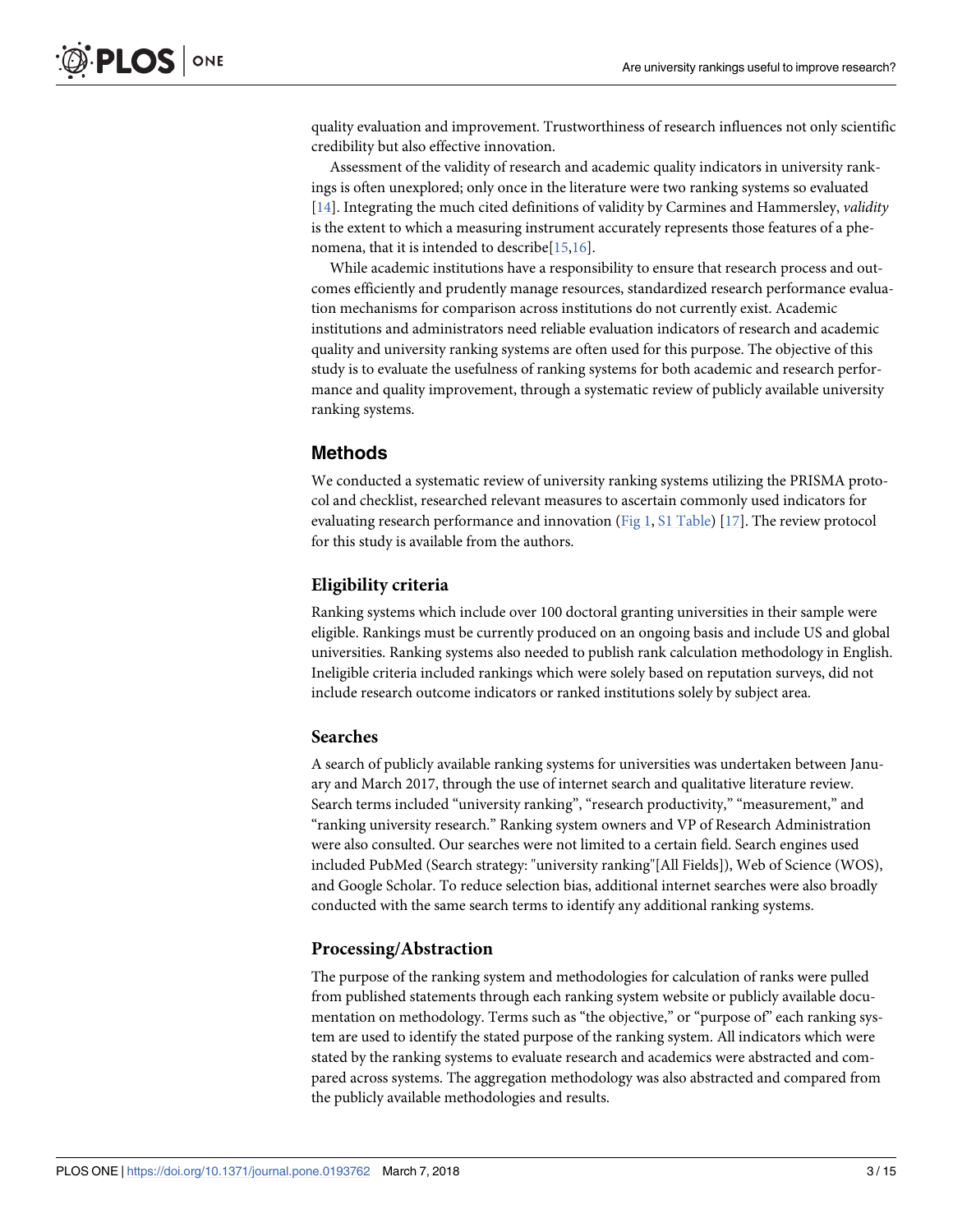quality evaluation and improvement. Trustworthiness of research influences not only scientific credibility but also effective innovation.

Assessment of the validity of research and academic quality indicators in university rankings is often unexplored; only once in the literature were two ranking systems so evaluated [14]. Integrating the much cited definitions of validity by Carmines and Hammersley, *validity* is the extent to which a measuring instrument accurately represents those features of a phenomena, that it is intended to describe[15,16].

While academic institutions have a responsibility to ensure that research process and outcomes efficiently and prudently manage resources, standardized research performance evaluation mechanisms for comparison across institutions do not currently exist. Academic institutions and administrators need reliable evaluation indicators of research and academic quality and university ranking systems are often used for this purpose. The objective of this study is to evaluate the usefulness of ranking systems for both academic and research performance and quality improvement, through a systematic review of publicly available university ranking systems.

## Methods

We conducted a systematic review of university ranking systems utilizing the PRISMA protocol and checklist, researched relevant measures to ascertain commonly used indicators for evaluating research performance and innovation (Fig 1, S1 Table) [17]. The review protocol for this study is available from the authors.

### Eligibility criteria

Ranking systems which include over 100 doctoral granting universities in their sample were eligible. Rankings must be currently produced on an ongoing basis and include US and global universities. Ranking systems also needed to publish rank calculation methodology in English. Ineligible criteria included rankings which were solely based on reputation surveys, did not include research outcome indicators or ranked institutions solely by subject area.

### Searches

A search of publicly available ranking systems for universities was undertaken between January and March 2017, through the use of internet search and qualitative literature review. Search terms included "university ranking", "research productivity," "measurement," and "ranking university research." Ranking system owners and VP of Research Administration were also consulted. Our searches were not limited to a certain field. Search engines used included PubMed (Search strategy: "university ranking"[All Fields]), Web of Science (WOS), and Google Scholar. To reduce selection bias, additional internet searches were also broadly conducted with the same search terms to identify any additional ranking systems.

### Processing/Abstraction

The purpose of the ranking system and methodologies for calculation of ranks were pulled from published statements through each ranking system website or publicly available documentation on methodology. Terms such as "the objective," or "purpose of" each ranking system are used to identify the stated purpose of the ranking system. All indicators which were stated by the ranking systems to evaluate research and academics were abstracted and compared across systems. The aggregation methodology was also abstracted and compared from the publicly available methodologies and results.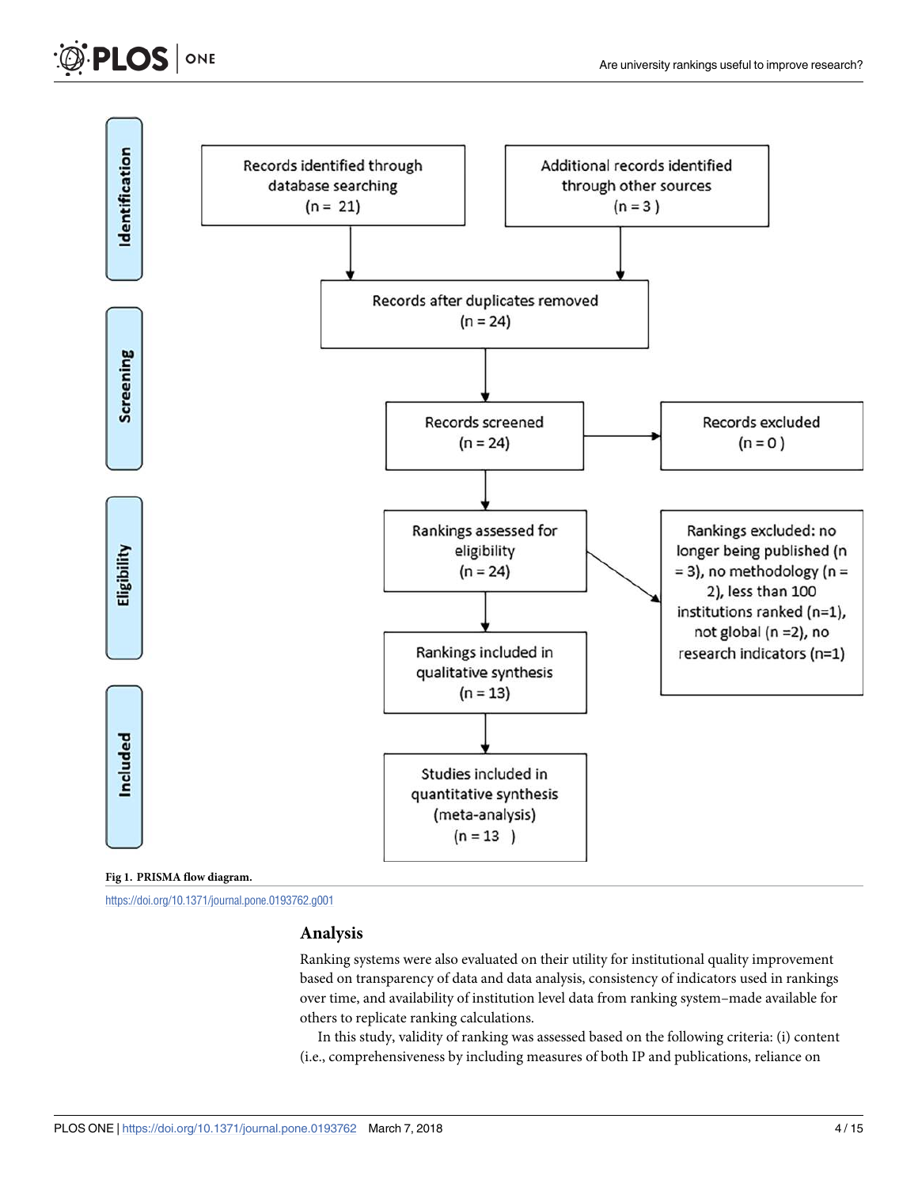Fig 1. PRISMA flow diagram.

https://doi.org/10.1371/journal.pone.0193762.g001

## Analysis

Ranking systems were also evaluated on their utility for institutional quality improvement based on transparency of data and data analysis, consistency of indicators used in rankings over time, and availability of institution level data from ranking system–made available for others to replicate ranking calculations.

In this study, validity of ranking was assessed based on the following criteria: (i) content (i.e., comprehensiveness by including measures of both IP and publications, reliance on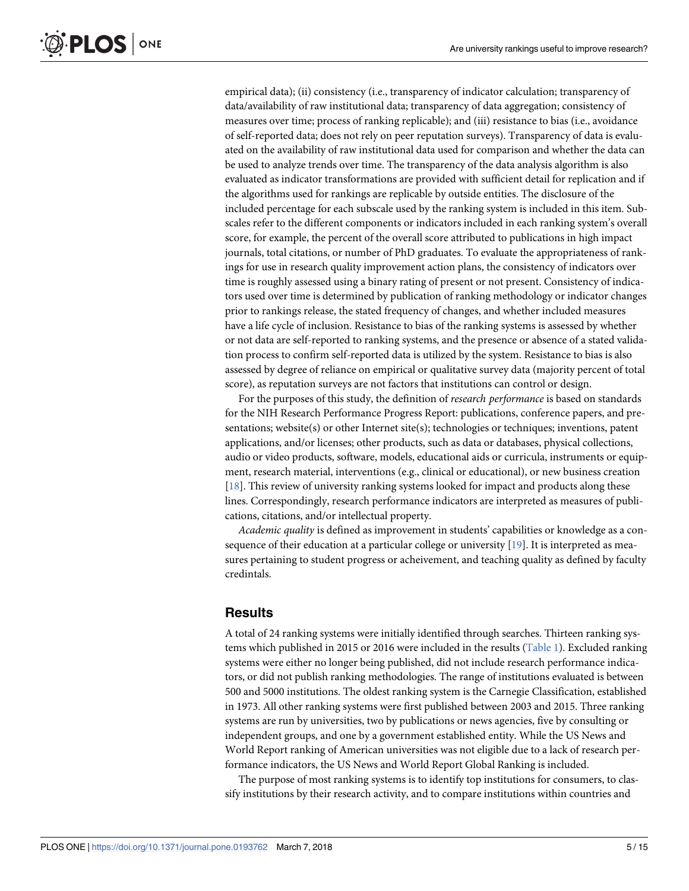empirical data); (ii) consistency (i.e., transparency of indicator calculation; transparency of data/availability of raw institutional data; transparency of data aggregation; consistency of measures over time; process of ranking replicable); and (iii) resistance to bias (i.e., avoidance of self-reported data; does not rely on peer reputation surveys). Transparency of data is evaluated on the availability of raw institutional data used for comparison and whether the data can be used to analyze trends over time. The transparency of the data analysis algorithm is also evaluated as indicator transformations are provided with sufficient detail for replication and if the algorithms used for rankings are replicable by outside entities. The disclosure of the included percentage for each subscale used by the ranking system is included in this item. Subscales refer to the different components or indicators included in each ranking system's overall score, for example, the percent of the overall score attributed to publications in high impact journals, total citations, or number of PhD graduates. To evaluate the appropriateness of rankings for use in research quality improvement action plans, the consistency of indicators over time is roughly assessed using a binary rating of present or not present. Consistency of indicators used over time is determined by publication of ranking methodology or indicator changes prior to rankings release, the stated frequency of changes, and whether included measures have a life cycle of inclusion. Resistance to bias of the ranking systems is assessed by whether or not data are self-reported to ranking systems, and the presence or absence of a stated validation process to confirm self-reported data is utilized by the system. Resistance to bias is also assessed by degree of reliance on empirical or qualitative survey data (majority percent of total score), as reputation surveys are not factors that institutions can control or design.

For the purposes of this study, the definition of *research performance* is based on standards for the NIH Research Performance Progress Report: publications, conference papers, and presentations; website(s) or other Internet site(s); technologies or techniques; inventions, patent applications, and/or licenses; other products, such as data or databases, physical collections, audio or video products, software, models, educational aids or curricula, instruments or equipment, research material, interventions (e.g., clinical or educational), or new business creation [18]. This review of university ranking systems looked for impact and products along these lines. Correspondingly, research performance indicators are interpreted as measures of publications, citations, and/or intellectual property.

*Academic quality* is defined as improvement in students' capabilities or knowledge as a consequence of their education at a particular college or university [19]. It is interpreted as measures pertaining to student progress or acheivement, and teaching quality as defined by faculty credintals.

## Results

A total of 24 ranking systems were initially identified through searches. Thirteen ranking systems which published in 2015 or 2016 were included in the results (Table 1). Excluded ranking systems were either no longer being published, did not include research performance indicators, or did not publish ranking methodologies. The range of institutions evaluated is between 500 and 5000 institutions. The oldest ranking system is the Carnegie Classification, established in 1973. All other ranking systems were first published between 2003 and 2015. Three ranking systems are run by universities, two by publications or news agencies, five by consulting or independent groups, and one by a government established entity. While the US News and World Report ranking of American universities was not eligible due to a lack of research performance indicators, the US News and World Report Global Ranking is included.

The purpose of most ranking systems is to identify top institutions for consumers, to classify institutions by their research activity, and to compare institutions within countries and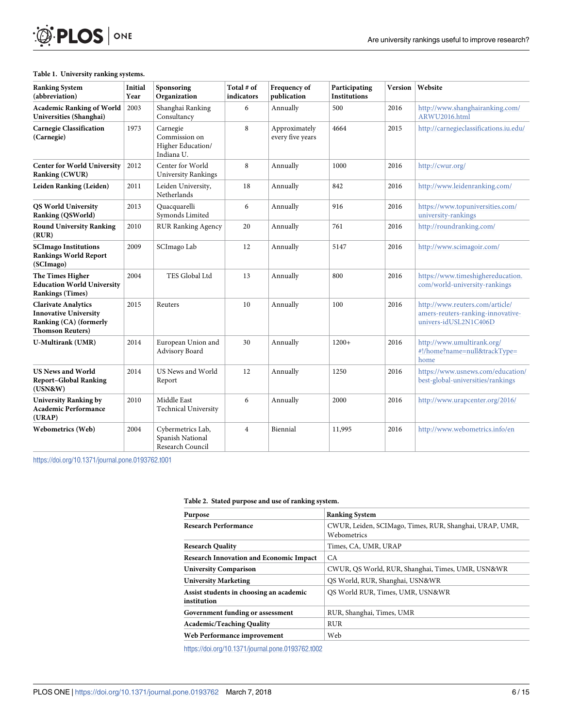**Table 1. University ranking systems.**

| Ranking System (abbreviation) | Initial Year | Sponsoring Organization | Total # of indicators | Frequency of publication | Participating Institutions | Version | Website |
|---|---|---|---|---|---|---|---|
| **Academic Ranking of World Universities (Shanghai)** | 2003 | Shanghai Ranking Consultancy | 6 | Annually | 500 | 2016 | http://www.shanghairanking.com/ARWU2016.html |
| **Carnegie Classification (Carnegie)** | 1973 | Carnegie Commission on Higher Education/ Indiana U. | 8 | Approximately every five years | 4664 | 2015 | http://carnegieclassifications.iu.edu/ |
| **Center for World University Ranking (CWUR)** | 2012 | Center for World University Rankings | 8 | Annually | 1000 | 2016 | http://cwur.org/ |
| **Leiden Ranking (Leiden)** | 2011 | Leiden University, Netherlands | 18 | Annually | 842 | 2016 | http://www.leidenranking.com/ |
| **QS World University Ranking (QSWorld)** | 2013 | Quacquarelli Symonds Limited | 6 | Annually | 916 | 2016 | https://www.topuniversities.com/university-rankings |
| **Round University Ranking (RUR)** | 2010 | RUR Ranking Agency | 20 | Annually | 761 | 2016 | http://roundranking.com/ |
| **SCImago Institutions Rankings World Report (SCImago)** | 2009 | SCImago Lab | 12 | Annually | 5147 | 2016 | http://www.scimagoir.com/ |
| **The Times Higher Education World University Rankings (Times)** | 2004 | TES Global Ltd | 13 | Annually | 800 | 2016 | https://www.timeshighereducation.com/world-university-rankings |
| **Clarivate Analytics Innovative University Ranking (CA) (formerly Thomson Reuters)** | 2015 | Reuters | 10 | Annually | 100 | 2016 | http://www.reuters.com/article/amers-reuters-ranking-innovative-univers-idUSL2N1C406D |
| **U-Multirank (UMR)** | 2014 | European Union and Advisory Board | 30 | Annually | 1200+ | 2016 | http://www.umultirank.org/#!/home?name=null&trackType=home |
| **US News and World Report–Global Ranking (USN&W)** | 2014 | US News and World Report | 12 | Annually | 1250 | 2016 | https://www.usnews.com/education/best-global-universities/rankings |
| **University Ranking by Academic Performance (URAP)** | 2010 | Middle East Technical University | 6 | Annually | 2000 | 2016 | http://www.urapcenter.org/2016/ |
| **Webometrics (Web)** | 2004 | Cybermetrics Lab, Spanish National Research Council | 4 | Biennial | 11,995 | 2016 | http://www.webometrics.info/en |

https://doi.org/10.1371/journal.pone.0193762.t001

**Table 2. Stated purpose and use of ranking system.**

| Purpose | Ranking System |
|---|---|
| **Research Performance** | CWUR, Leiden, SCIMago, Times, RUR, Shanghai, URAP, UMR, Webometrics |
| **Research Quality** | Times, CA, UMR, URAP |
| **Research Innovation and Economic Impact** | CA |
| **University Comparison** | CWUR, QS World, RUR, Shanghai, Times, UMR, USN&WR |
| **University Marketing** | QS World, RUR, Shanghai, USN&WR |
| **Assist students in choosing an academic institution** | QS World RUR, Times, UMR, USN&WR |
| **Government funding or assessment** | RUR, Shanghai, Times, UMR |
| **Academic/Teaching Quality** | RUR |
| **Web Performance improvement** | Web |

https://doi.org/10.1371/journal.pone.0193762.t002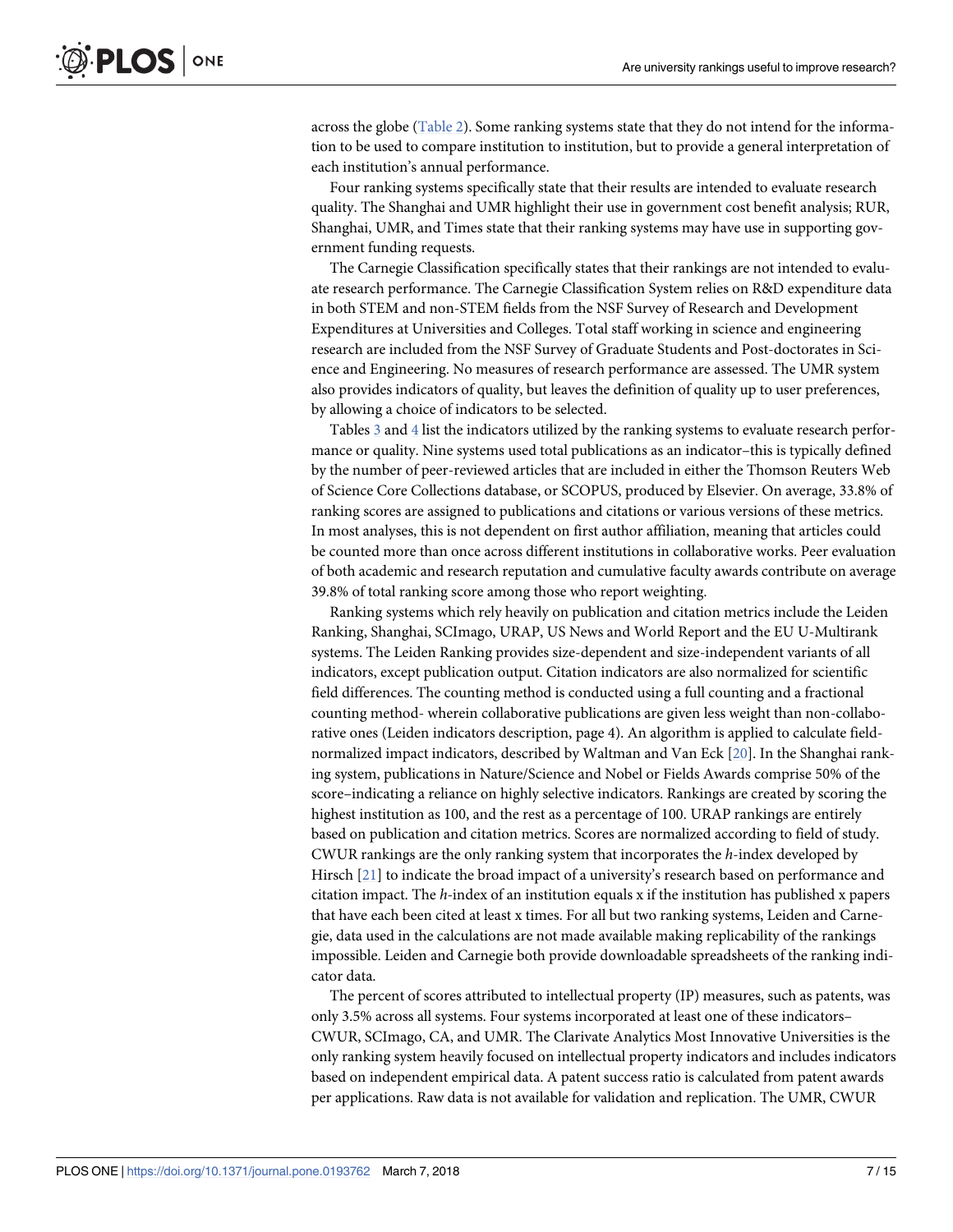across the globe (Table 2). Some ranking systems state that they do not intend for the information to be used to compare institution to institution, but to provide a general interpretation of each institution's annual performance.

Four ranking systems specifically state that their results are intended to evaluate research quality. The Shanghai and UMR highlight their use in government cost benefit analysis; RUR, Shanghai, UMR, and Times state that their ranking systems may have use in supporting government funding requests.

The Carnegie Classification specifically states that their rankings are not intended to evaluate research performance. The Carnegie Classification System relies on R&D expenditure data in both STEM and non-STEM fields from the NSF Survey of Research and Development Expenditures at Universities and Colleges. Total staff working in science and engineering research are included from the NSF Survey of Graduate Students and Post-doctorates in Science and Engineering. No measures of research performance are assessed. The UMR system also provides indicators of quality, but leaves the definition of quality up to user preferences, by allowing a choice of indicators to be selected.

Tables 3 and 4 list the indicators utilized by the ranking systems to evaluate research performance or quality. Nine systems used total publications as an indicator–this is typically defined by the number of peer-reviewed articles that are included in either the Thomson Reuters Web of Science Core Collections database, or SCOPUS, produced by Elsevier. On average, 33.8% of ranking scores are assigned to publications and citations or various versions of these metrics. In most analyses, this is not dependent on first author affiliation, meaning that articles could be counted more than once across different institutions in collaborative works. Peer evaluation of both academic and research reputation and cumulative faculty awards contribute on average 39.8% of total ranking score among those who report weighting.

Ranking systems which rely heavily on publication and citation metrics include the Leiden Ranking, Shanghai, SCImago, URAP, US News and World Report and the EU U-Multirank systems. The Leiden Ranking provides size-dependent and size-independent variants of all indicators, except publication output. Citation indicators are also normalized for scientific field differences. The counting method is conducted using a full counting and a fractional counting method- wherein collaborative publications are given less weight than non-collaborative ones (Leiden indicators description, page 4). An algorithm is applied to calculate field-normalized impact indicators, described by Waltman and Van Eck [20]. In the Shanghai ranking system, publications in Nature/Science and Nobel or Fields Awards comprise 50% of the score–indicating a reliance on highly selective indicators. Rankings are created by scoring the highest institution as 100, and the rest as a percentage of 100. URAP rankings are entirely based on publication and citation metrics. Scores are normalized according to field of study. CWUR rankings are the only ranking system that incorporates the *h*-index developed by Hirsch [21] to indicate the broad impact of a university's research based on performance and citation impact. The *h*-index of an institution equals x if the institution has published x papers that have each been cited at least x times. For all but two ranking systems, Leiden and Carnegie, data used in the calculations are not made available making replicability of the rankings impossible. Leiden and Carnegie both provide downloadable spreadsheets of the ranking indicator data.

The percent of scores attributed to intellectual property (IP) measures, such as patents, was only 3.5% across all systems. Four systems incorporated at least one of these indicators– CWUR, SCImago, CA, and UMR. The Clarivate Analytics Most Innovative Universities is the only ranking system heavily focused on intellectual property indicators and includes indicators based on independent empirical data. A patent success ratio is calculated from patent awards per applications. Raw data is not available for validation and replication. The UMR, CWUR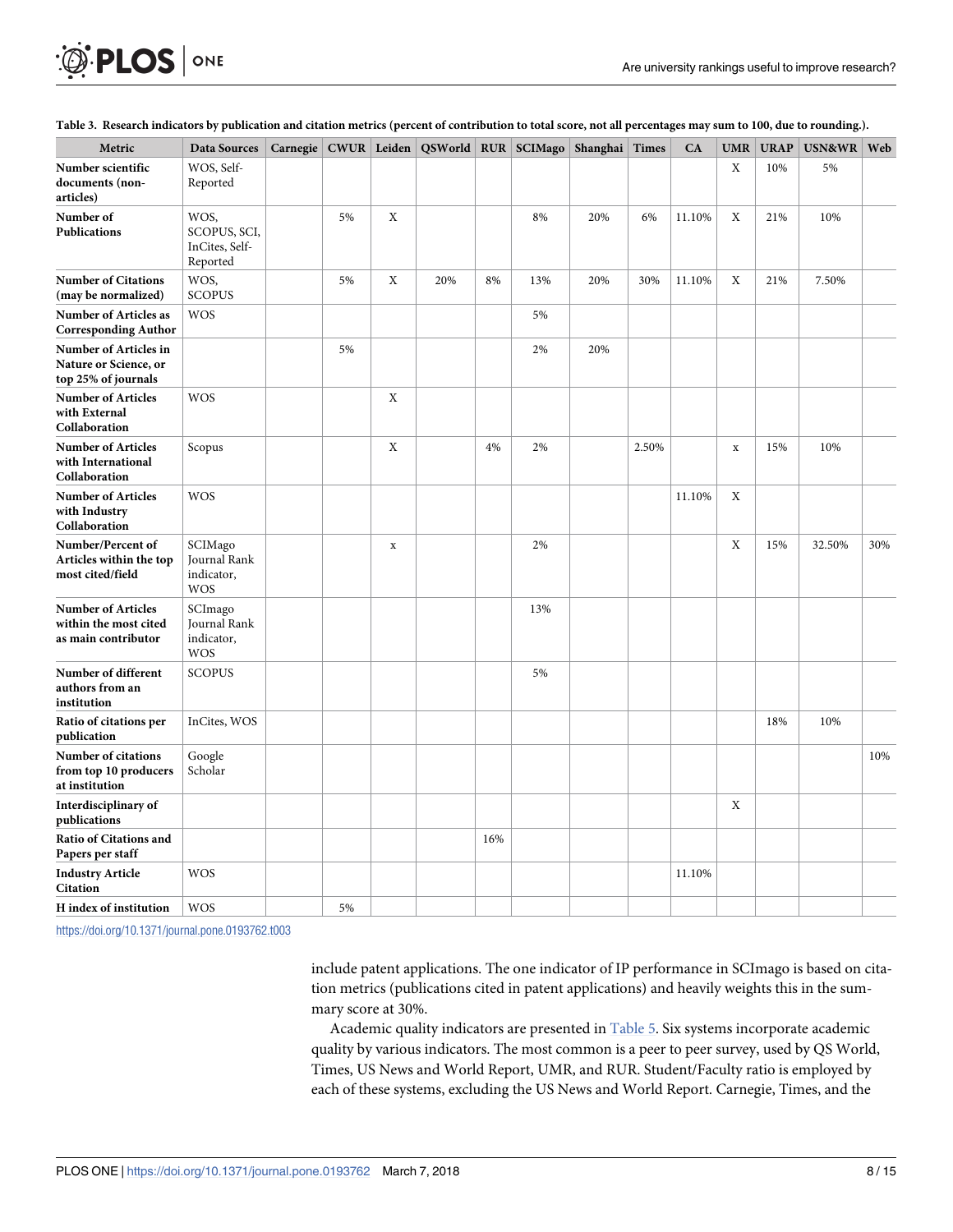**Table 3. Research indicators by publication and citation metrics (percent of contribution to total score, not all percentages may sum to 100, due to rounding.).**

| Metric | Data Sources | Carnegie | CWUR | Leiden | QSWorld | RUR | SCIMago | Shanghai | Times | CA | UMR | URAP | USN&WR | Web |
|---|---|---|---|---|---|---|---|---|---|---|---|---|---|---|
| **Number scientific documents (non-articles)** | WOS, Self-Reported | | | | | | | | | | X | 10% | 5% | |
| **Number of Publications** | WOS, SCOPUS, SCI, InCites, Self-Reported | | 5% | X | | | 8% | 20% | 6% | 11.10% | X | 21% | 10% | |
| **Number of Citations (may be normalized)** | WOS, SCOPUS | | 5% | X | 20% | 8% | 13% | 20% | 30% | 11.10% | X | 21% | 7.50% | |
| **Number of Articles as Corresponding Author** | WOS | | | | | | 5% | | | | | | | |
| **Number of Articles in Nature or Science, or top 25% of journals** | | | 5% | | | | 2% | 20% | | | | | | |
| **Number of Articles with External Collaboration** | WOS | | | X | | | | | | | | | | |
| **Number of Articles with International Collaboration** | Scopus | | | X | | 4% | 2% | | 2.50% | | x | 15% | 10% | |
| **Number of Articles with Industry Collaboration** | WOS | | | | | | | | | 11.10% | X | | | |
| **Number/Percent of Articles within the top most cited/field** | SCIMago Journal Rank indicator, WOS | | | x | | | 2% | | | | X | 15% | 32.50% | 30% |
| **Number of Articles within the most cited as main contributor** | SCImago Journal Rank indicator, WOS | | | | | | 13% | | | | | | | |
| **Number of different authors from an institution** | SCOPUS | | | | | | 5% | | | | | | | |
| **Ratio of citations per publication** | InCites, WOS | | | | | | | | | | | 18% | 10% | |
| **Number of citations from top 10 producers at institution** | Google Scholar | | | | | | | | | | | | | 10% |
| **Interdisciplinary of publications** | | | | | | | | | | | X | | | |
| **Ratio of Citations and Papers per staff** | | | | | | 16% | | | | | | | | |
| **Industry Article Citation** | WOS | | | | | | | | | 11.10% | | | | |
| **H index of institution** | WOS | | 5% | | | | | | | | | | | |

https://doi.org/10.1371/journal.pone.0193762.t003

include patent applications. The one indicator of IP performance in SCImago is based on citation metrics (publications cited in patent applications) and heavily weights this in the summary score at 30%.

Academic quality indicators are presented in Table 5. Six systems incorporate academic quality by various indicators. The most common is a peer to peer survey, used by QS World, Times, US News and World Report, UMR, and RUR. Student/Faculty ratio is employed by each of these systems, excluding the US News and World Report. Carnegie, Times, and the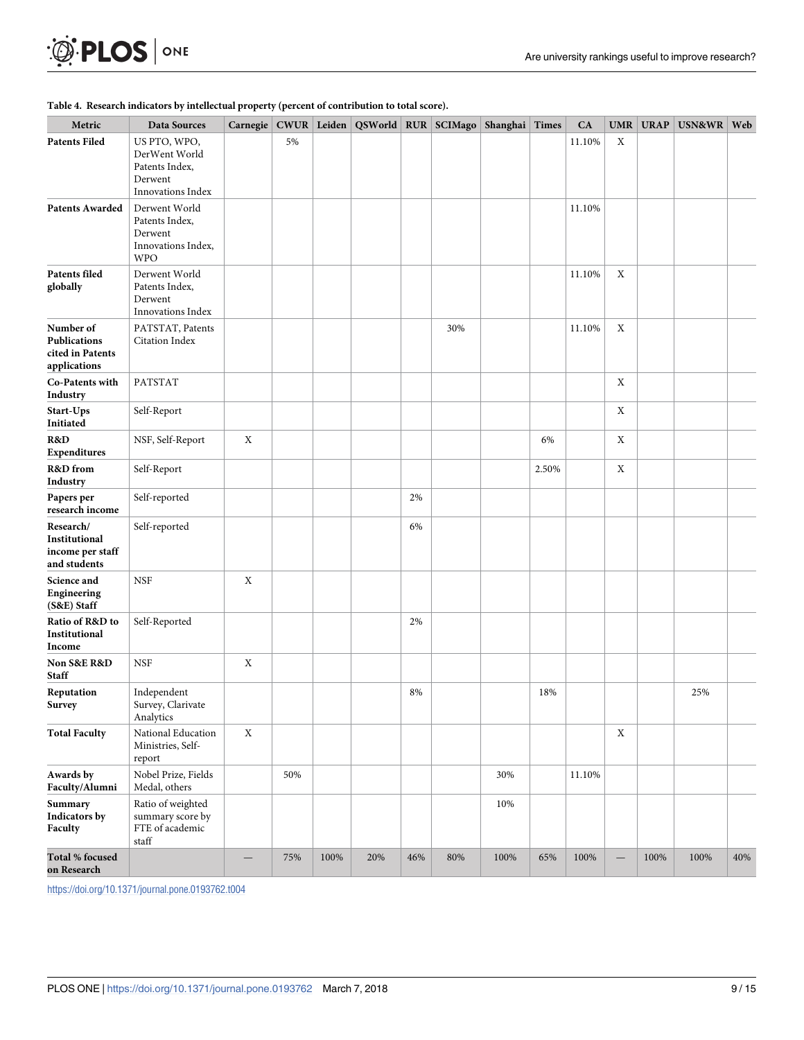**Table 4. Research indicators by intellectual property (percent of contribution to total score).**

| Metric | Data Sources | Carnegie | CWUR | Leiden | QSWorld | RUR | SCIMago | Shanghai | Times | CA | UMR | URAP | USN&WR | Web |
|---|---|---|---|---|---|---|---|---|---|---|---|---|---|---|
| **Patents Filed** | US PTO, WPO, DerWent World Patents Index, Derwent Innovations Index | | 5% | | | | | | | 11.10% | X | | | |
| **Patents Awarded** | Derwent World Patents Index, Derwent Innovations Index, WPO | | | | | | | | | 11.10% | | | | |
| **Patents filed globally** | Derwent World Patents Index, Derwent Innovations Index | | | | | | | | | 11.10% | X | | | |
| **Number of Publications cited in Patents applications** | PATSTAT, Patents Citation Index | | | | | | 30% | | | 11.10% | X | | | |
| **Co-Patents with Industry** | PATSTAT | | | | | | | | | | X | | | |
| **Start-Ups Initiated** | Self-Report | | | | | | | | | | X | | | |
| **R&D Expenditures** | NSF, Self-Report | X | | | | | | | 6% | | X | | | |
| **R&D from Industry** | Self-Report | | | | | | | | 2.50% | | X | | | |
| **Papers per research income** | Self-reported | | | | | 2% | | | | | | | | |
| **Research/ Institutional income per staff and students** | Self-reported | | | | | 6% | | | | | | | | |
| **Science and Engineering (S&E) Staff** | NSF | X | | | | | | | | | | | | |
| **Ratio of R&D to Institutional Income** | Self-Reported | | | | | 2% | | | | | | | | |
| **Non S&E R&D Staff** | NSF | X | | | | | | | | | | | | |
| **Reputation Survey** | Independent Survey, Clarivate Analytics | | | | | 8% | | | 18% | | | | 25% | |
| **Total Faculty** | National Education Ministries, Self-report | X | | | | | | | | | X | | | |
| **Awards by Faculty/Alumni** | Nobel Prize, Fields Medal, others | | 50% | | | | | 30% | | 11.10% | | | | |
| **Summary Indicators by Faculty** | Ratio of weighted summary score by FTE of academic staff | | | | | | | 10% | | | | | | |
| **Total % focused on Research** | | — | 75% | 100% | 20% | 46% | 80% | 100% | 65% | 100% | — | 100% | 100% | 40% |

https://doi.org/10.1371/journal.pone.0193762.t004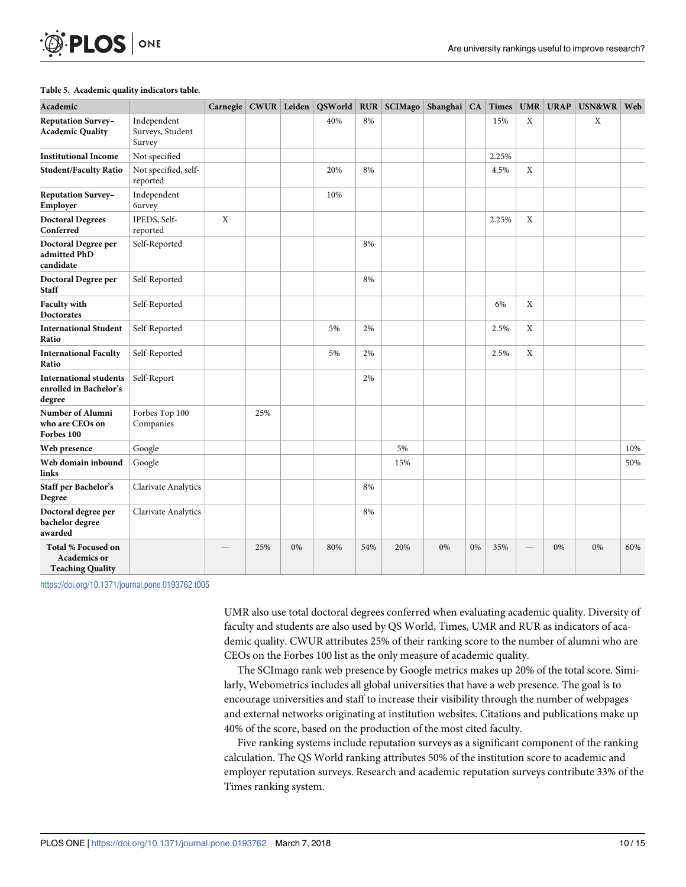**Table 5. Academic quality indicators table.**

| Academic | | Carnegie | CWUR | Leiden | QSWorld | RUR | SCIMago | Shanghai | CA | Times | UMR | URAP | USN&WR | Web |
|---|---|---|---|---|---|---|---|---|---|---|---|---|---|---|
| **Reputation Survey–Academic Quality** | Independent Surveys, Student Survey | | | | 40% | 8% | | | | 15% | X | | X | |
| **Institutional Income** | Not specified | | | | | | | | | 2.25% | | | | |
| **Student/Faculty Ratio** | Not specified, self-reported | | | | 20% | 8% | | | | 4.5% | X | | | |
| **Reputation Survey–Employer** | Independent 6urvey | | | | 10% | | | | | | | | | |
| **Doctoral Degrees Conferred** | IPEDS, Self-reported | X | | | | | | | | 2.25% | X | | | |
| **Doctoral Degree per admitted PhD candidate** | Self-Reported | | | | | 8% | | | | | | | | |
| **Doctoral Degree per Staff** | Self-Reported | | | | | 8% | | | | | | | | |
| **Faculty with Doctorates** | Self-Reported | | | | | | | | | 6% | X | | | |
| **International Student Ratio** | Self-Reported | | | | 5% | 2% | | | | 2.5% | X | | | |
| **International Faculty Ratio** | Self-Reported | | | | 5% | 2% | | | | 2.5% | X | | | |
| **International students enrolled in Bachelor's degree** | Self-Report | | | | | 2% | | | | | | | | |
| **Number of Alumni who are CEOs on Forbes 100** | Forbes Top 100 Companies | | 25% | | | | | | | | | | | |
| **Web presence** | Google | | | | | | 5% | | | | | | | 10% |
| **Web domain inbound links** | Google | | | | | | 15% | | | | | | | 50% |
| **Staff per Bachelor's Degree** | Clarivate Analytics | | | | | 8% | | | | | | | | |
| **Doctoral degree per bachelor degree awarded** | Clarivate Analytics | | | | | 8% | | | | | | | | |
| **Total % Focused on Academics or Teaching Quality** | | — | 25% | 0% | 80% | 54% | 20% | 0% | 0% | 35% | — | 0% | 0% | 60% |

https://doi.org/10.1371/journal.pone.0193762.t005

UMR also use total doctoral degrees conferred when evaluating academic quality. Diversity of faculty and students are also used by QS World, Times, UMR and RUR as indicators of academic quality. CWUR attributes 25% of their ranking score to the number of alumni who are CEOs on the Forbes 100 list as the only measure of academic quality.

The SCImago rank web presence by Google metrics makes up 20% of the total score. Similarly, Webometrics includes all global universities that have a web presence. The goal is to encourage universities and staff to increase their visibility through the number of webpages and external networks originating at institution websites. Citations and publications make up 40% of the score, based on the production of the most cited faculty.

Five ranking systems include reputation surveys as a significant component of the ranking calculation. The QS World ranking attributes 50% of the institution score to academic and employer reputation surveys. Research and academic reputation surveys contribute 33% of the Times ranking system.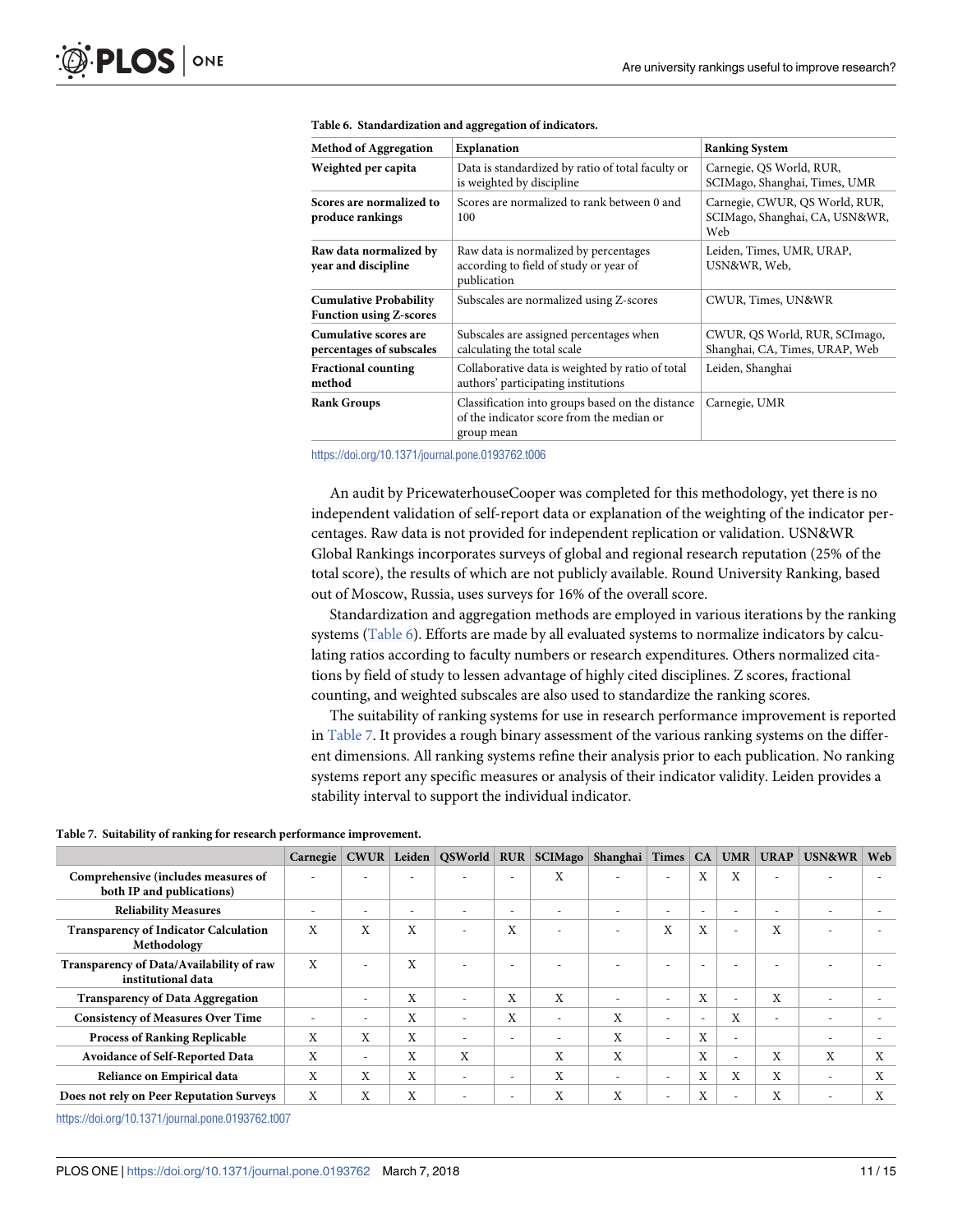**Table 6. Standardization and aggregation of indicators.**

| Method of Aggregation | Explanation | Ranking System |
|---|---|---|
| **Weighted per capita** | Data is standardized by ratio of total faculty or is weighted by discipline | Carnegie, QS World, RUR, SCIMago, Shanghai, Times, UMR |
| **Scores are normalized to produce rankings** | Scores are normalized to rank between 0 and 100 | Carnegie, CWUR, QS World, RUR, SCIMago, Shanghai, CA, USN&WR, Web |
| **Raw data normalized by year and discipline** | Raw data is normalized by percentages according to field of study or year of publication | Leiden, Times, UMR, URAP, USN&WR, Web, |
| **Cumulative Probability Function using Z-scores** | Subscales are normalized using Z-scores | CWUR, Times, UN&WR |
| **Cumulative scores are percentages of subscales** | Subscales are assigned percentages when calculating the total scale | CWUR, QS World, RUR, SCImago, Shanghai, CA, Times, URAP, Web |
| **Fractional counting method** | Collaborative data is weighted by ratio of total authors' participating institutions | Leiden, Shanghai |
| **Rank Groups** | Classification into groups based on the distance of the indicator score from the median or group mean | Carnegie, UMR |

https://doi.org/10.1371/journal.pone.0193762.t006

An audit by PricewaterhouseCooper was completed for this methodology, yet there is no independent validation of self-report data or explanation of the weighting of the indicator percentages. Raw data is not provided for independent replication or validation. USN&WR Global Rankings incorporates surveys of global and regional research reputation (25% of the total score), the results of which are not publicly available. Round University Ranking, based out of Moscow, Russia, uses surveys for 16% of the overall score.

Standardization and aggregation methods are employed in various iterations by the ranking systems (Table 6). Efforts are made by all evaluated systems to normalize indicators by calculating ratios according to faculty numbers or research expenditures. Others normalized citations by field of study to lessen advantage of highly cited disciplines. Z scores, fractional counting, and weighted subscales are also used to standardize the ranking scores.

The suitability of ranking systems for use in research performance improvement is reported in Table 7. It provides a rough binary assessment of the various ranking systems on the different dimensions. All ranking systems refine their analysis prior to each publication. No ranking systems report any specific measures or analysis of their indicator validity. Leiden provides a stability interval to support the individual indicator.

**Table 7. Suitability of ranking for research performance improvement.**

| | Carnegie | CWUR | Leiden | QSWorld | RUR | SCIMago | Shanghai | Times | CA | UMR | URAP | USN&WR | Web |
|---|---|---|---|---|---|---|---|---|---|---|---|---|---|
| **Comprehensive (includes measures of both IP and publications)** | - | - | - | - | - | X | - | - | X | X | - | - | - |
| **Reliability Measures** | - | - | - | - | - | - | - | - | - | - | - | - | - |
| **Transparency of Indicator Calculation Methodology** | X | X | X | - | X | - | - | X | X | - | X | - | - |
| **Transparency of Data/Availability of raw institutional data** | X | - | X | - | - | - | - | - | - | - | - | - | - |
| **Transparency of Data Aggregation** | | - | X | - | X | X | - | - | X | - | X | - | - |
| **Consistency of Measures Over Time** | - | - | X | - | X | - | X | - | - | X | - | - | - |
| **Process of Ranking Replicable** | X | X | X | - | - | - | X | - | X | - | | - | - |
| **Avoidance of Self-Reported Data** | X | - | X | X | | X | X | | X | - | X | X | X |
| **Reliance on Empirical data** | X | X | X | - | - | X | - | - | X | X | X | - | X |
| **Does not rely on Peer Reputation Surveys** | X | X | X | - | - | X | X | - | X | - | X | - | X |

https://doi.org/10.1371/journal.pone.0193762.t007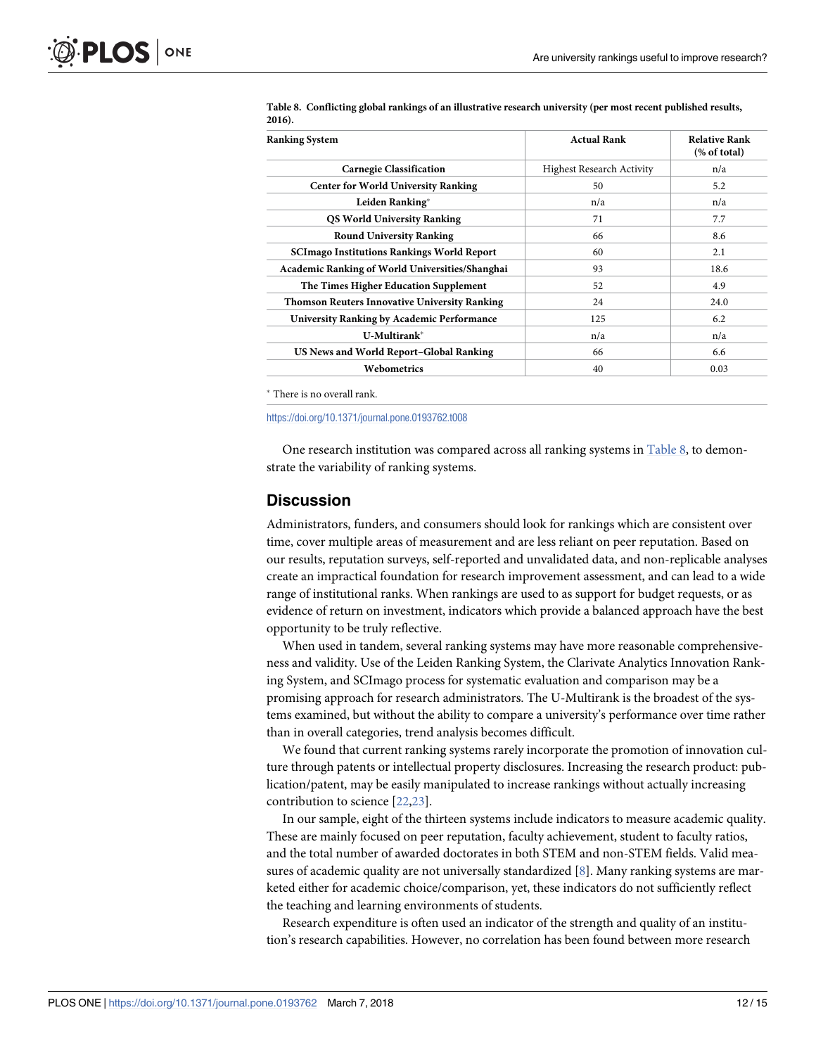**Table 8. Conflicting global rankings of an illustrative research university (per most recent published results, 2016).**

| Ranking System | Actual Rank | Relative Rank (% of total) |
|---|---|---|
| Carnegie Classification | Highest Research Activity | n/a |
| Center for World University Ranking | 50 | 5.2 |
| Leiden Ranking* | n/a | n/a |
| QS World University Ranking | 71 | 7.7 |
| Round University Ranking | 66 | 8.6 |
| SCImago Institutions Rankings World Report | 60 | 2.1 |
| Academic Ranking of World Universities/Shanghai | 93 | 18.6 |
| The Times Higher Education Supplement | 52 | 4.9 |
| Thomson Reuters Innovative University Ranking | 24 | 24.0 |
| University Ranking by Academic Performance | 125 | 6.2 |
| U-Multirank* | n/a | n/a |
| US News and World Report–Global Ranking | 66 | 6.6 |
| Webometrics | 40 | 0.03 |

* There is no overall rank.

https://doi.org/10.1371/journal.pone.0193762.t008

One research institution was compared across all ranking systems in Table 8, to demonstrate the variability of ranking systems.

## Discussion

Administrators, funders, and consumers should look for rankings which are consistent over time, cover multiple areas of measurement and are less reliant on peer reputation. Based on our results, reputation surveys, self-reported and unvalidated data, and non-replicable analyses create an impractical foundation for research improvement assessment, and can lead to a wide range of institutional ranks. When rankings are used to as support for budget requests, or as evidence of return on investment, indicators which provide a balanced approach have the best opportunity to be truly reflective.

When used in tandem, several ranking systems may have more reasonable comprehensiveness and validity. Use of the Leiden Ranking System, the Clarivate Analytics Innovation Ranking System, and SCImago process for systematic evaluation and comparison may be a promising approach for research administrators. The U-Multirank is the broadest of the systems examined, but without the ability to compare a university's performance over time rather than in overall categories, trend analysis becomes difficult.

We found that current ranking systems rarely incorporate the promotion of innovation culture through patents or intellectual property disclosures. Increasing the research product: publication/patent, may be easily manipulated to increase rankings without actually increasing contribution to science [22,23].

In our sample, eight of the thirteen systems include indicators to measure academic quality. These are mainly focused on peer reputation, faculty achievement, student to faculty ratios, and the total number of awarded doctorates in both STEM and non-STEM fields. Valid measures of academic quality are not universally standardized [8]. Many ranking systems are marketed either for academic choice/comparison, yet, these indicators do not sufficiently reflect the teaching and learning environments of students.

Research expenditure is often used an indicator of the strength and quality of an institution's research capabilities. However, no correlation has been found between more research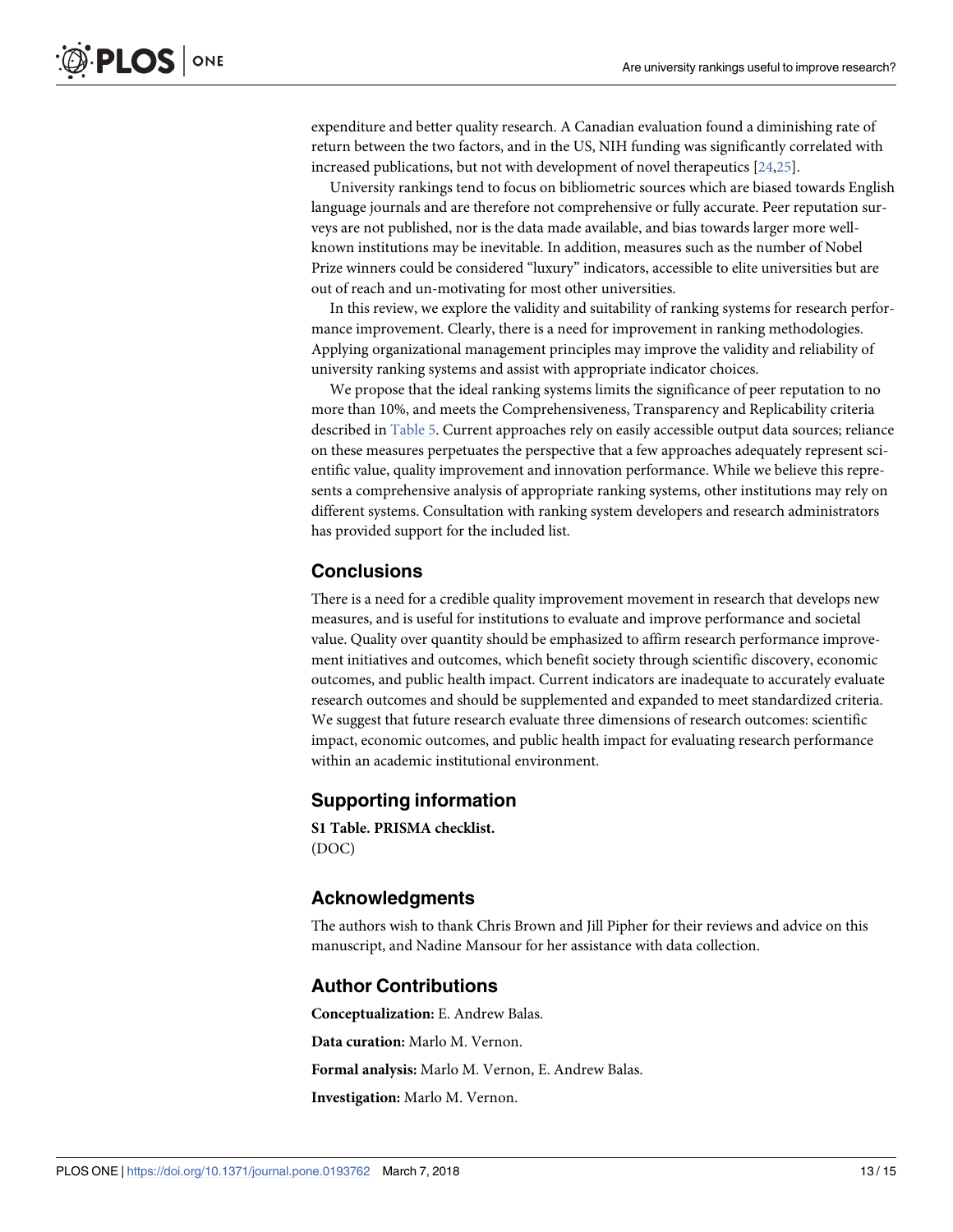expenditure and better quality research. A Canadian evaluation found a diminishing rate of return between the two factors, and in the US, NIH funding was significantly correlated with increased publications, but not with development of novel therapeutics [24,25].

University rankings tend to focus on bibliometric sources which are biased towards English language journals and are therefore not comprehensive or fully accurate. Peer reputation surveys are not published, nor is the data made available, and bias towards larger more well-known institutions may be inevitable. In addition, measures such as the number of Nobel Prize winners could be considered "luxury" indicators, accessible to elite universities but are out of reach and un-motivating for most other universities.

In this review, we explore the validity and suitability of ranking systems for research performance improvement. Clearly, there is a need for improvement in ranking methodologies. Applying organizational management principles may improve the validity and reliability of university ranking systems and assist with appropriate indicator choices.

We propose that the ideal ranking systems limits the significance of peer reputation to no more than 10%, and meets the Comprehensiveness, Transparency and Replicability criteria described in Table 5. Current approaches rely on easily accessible output data sources; reliance on these measures perpetuates the perspective that a few approaches adequately represent scientific value, quality improvement and innovation performance. While we believe this represents a comprehensive analysis of appropriate ranking systems, other institutions may rely on different systems. Consultation with ranking system developers and research administrators has provided support for the included list.

## Conclusions

There is a need for a credible quality improvement movement in research that develops new measures, and is useful for institutions to evaluate and improve performance and societal value. Quality over quantity should be emphasized to affirm research performance improvement initiatives and outcomes, which benefit society through scientific discovery, economic outcomes, and public health impact. Current indicators are inadequate to accurately evaluate research outcomes and should be supplemented and expanded to meet standardized criteria. We suggest that future research evaluate three dimensions of research outcomes: scientific impact, economic outcomes, and public health impact for evaluating research performance within an academic institutional environment.

## Supporting information

**S1 Table. PRISMA checklist.**
(DOC)

## Acknowledgments

The authors wish to thank Chris Brown and Jill Pipher for their reviews and advice on this manuscript, and Nadine Mansour for her assistance with data collection.

## Author Contributions

**Conceptualization:** E. Andrew Balas.

**Data curation:** Marlo M. Vernon.

**Formal analysis:** Marlo M. Vernon, E. Andrew Balas.

**Investigation:** Marlo M. Vernon.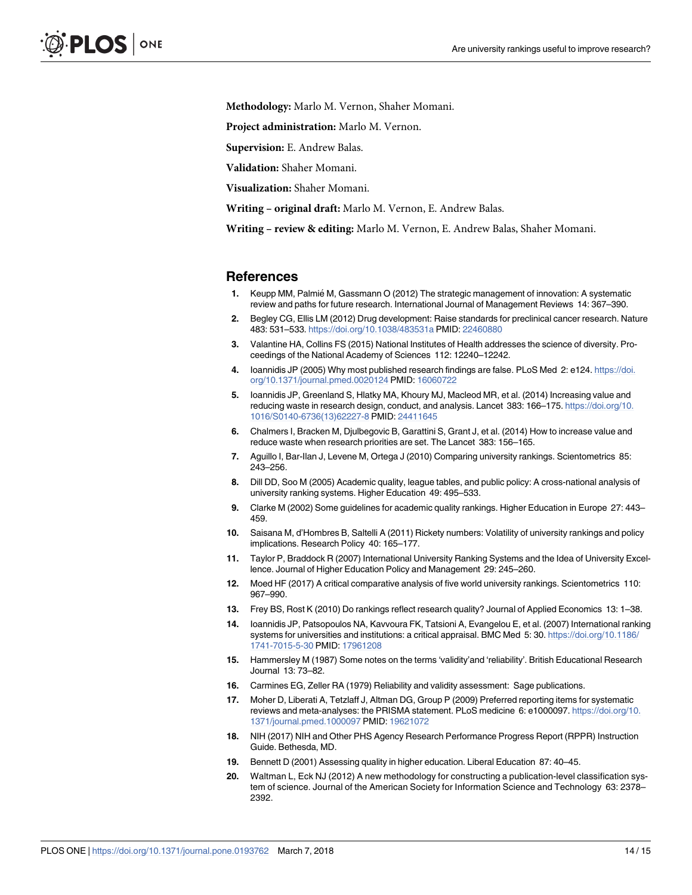**Methodology:** Marlo M. Vernon, Shaher Momani.

**Project administration:** Marlo M. Vernon.

**Supervision:** E. Andrew Balas.

**Validation:** Shaher Momani.

**Visualization:** Shaher Momani.

**Writing – original draft:** Marlo M. Vernon, E. Andrew Balas.

**Writing – review & editing:** Marlo M. Vernon, E. Andrew Balas, Shaher Momani.

## References

1. Keupp MM, Palmié M, Gassmann O (2012) The strategic management of innovation: A systematic review and paths for future research. International Journal of Management Reviews 14: 367–390.
2. Begley CG, Ellis LM (2012) Drug development: Raise standards for preclinical cancer research. Nature 483: 531–533. https://doi.org/10.1038/483531a PMID: 22460880
3. Valantine HA, Collins FS (2015) National Institutes of Health addresses the science of diversity. Proceedings of the National Academy of Sciences 112: 12240–12242.
4. Ioannidis JP (2005) Why most published research findings are false. PLoS Med 2: e124. https://doi.org/10.1371/journal.pmed.0020124 PMID: 16060722
5. Ioannidis JP, Greenland S, Hlatky MA, Khoury MJ, Macleod MR, et al. (2014) Increasing value and reducing waste in research design, conduct, and analysis. Lancet 383: 166–175. https://doi.org/10.1016/S0140-6736(13)62227-8 PMID: 24411645
6. Chalmers I, Bracken M, Djulbegovic B, Garattini S, Grant J, et al. (2014) How to increase value and reduce waste when research priorities are set. The Lancet 383: 156–165.
7. Aguillo I, Bar-Ilan J, Levene M, Ortega J (2010) Comparing university rankings. Scientometrics 85: 243–256.
8. Dill DD, Soo M (2005) Academic quality, league tables, and public policy: A cross-national analysis of university ranking systems. Higher Education 49: 495–533.
9. Clarke M (2002) Some guidelines for academic quality rankings. Higher Education in Europe 27: 443–459.
10. Saisana M, d'Hombres B, Saltelli A (2011) Rickety numbers: Volatility of university rankings and policy implications. Research Policy 40: 165–177.
11. Taylor P, Braddock R (2007) International University Ranking Systems and the Idea of University Excellence. Journal of Higher Education Policy and Management 29: 245–260.
12. Moed HF (2017) A critical comparative analysis of five world university rankings. Scientometrics 110: 967–990.
13. Frey BS, Rost K (2010) Do rankings reflect research quality? Journal of Applied Economics 13: 1–38.
14. Ioannidis JP, Patsopoulos NA, Kavvoura FK, Tatsioni A, Evangelou E, et al. (2007) International ranking systems for universities and institutions: a critical appraisal. BMC Med 5: 30. https://doi.org/10.1186/1741-7015-5-30 PMID: 17961208
15. Hammersley M (1987) Some notes on the terms 'validity'and 'reliability'. British Educational Research Journal 13: 73–82.
16. Carmines EG, Zeller RA (1979) Reliability and validity assessment: Sage publications.
17. Moher D, Liberati A, Tetzlaff J, Altman DG, Group P (2009) Preferred reporting items for systematic reviews and meta-analyses: the PRISMA statement. PLoS medicine 6: e1000097. https://doi.org/10.1371/journal.pmed.1000097 PMID: 19621072
18. NIH (2017) NIH and Other PHS Agency Research Performance Progress Report (RPPR) Instruction Guide. Bethesda, MD.
19. Bennett D (2001) Assessing quality in higher education. Liberal Education 87: 40–45.
20. Waltman L, Eck NJ (2012) A new methodology for constructing a publication-level classification system of science. Journal of the American Society for Information Science and Technology 63: 2378–2392.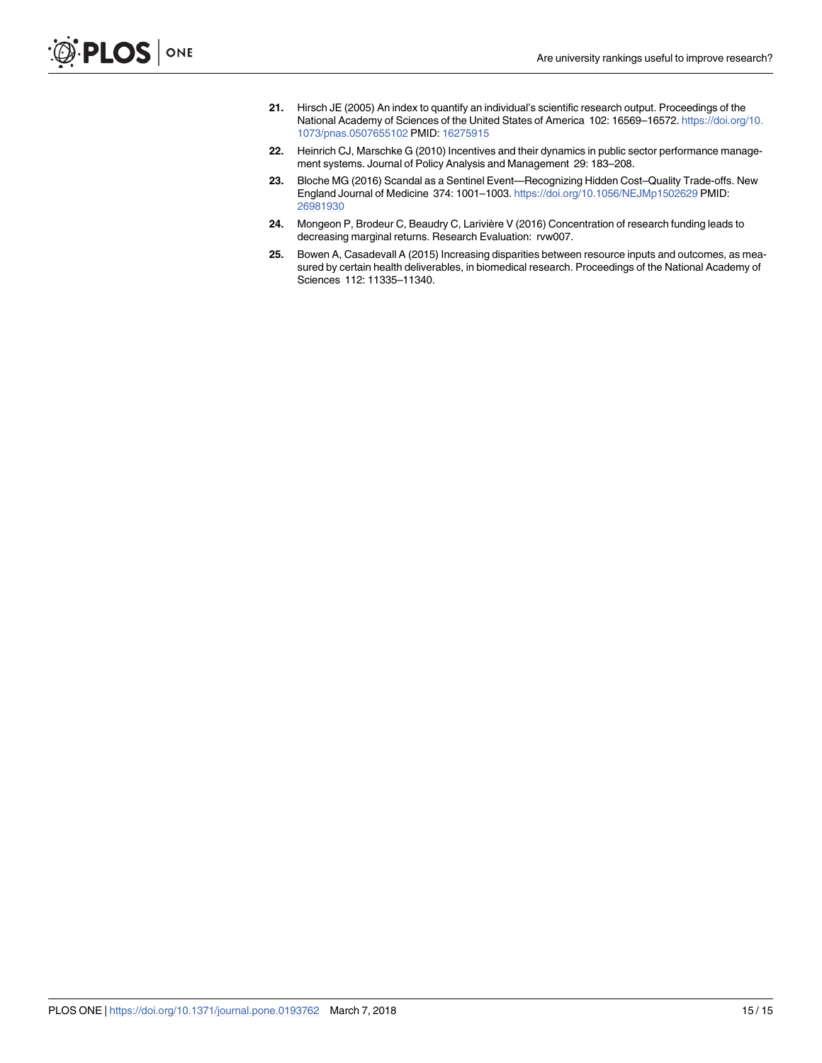21. Hirsch JE (2005) An index to quantify an individual's scientific research output. Proceedings of the National Academy of Sciences of the United States of America 102: 16569–16572. https://doi.org/10.1073/pnas.0507655102 PMID: 16275915

22. Heinrich CJ, Marschke G (2010) Incentives and their dynamics in public sector performance management systems. Journal of Policy Analysis and Management 29: 183–208.

23. Bloche MG (2016) Scandal as a Sentinel Event—Recognizing Hidden Cost–Quality Trade-offs. New England Journal of Medicine 374: 1001–1003. https://doi.org/10.1056/NEJMp1502629 PMID: 26981930

24. Mongeon P, Brodeur C, Beaudry C, Larivière V (2016) Concentration of research funding leads to decreasing marginal returns. Research Evaluation: rvw007.

25. Bowen A, Casadevall A (2015) Increasing disparities between resource inputs and outcomes, as measured by certain health deliverables, in biomedical research. Proceedings of the National Academy of Sciences 112: 11335–11340.